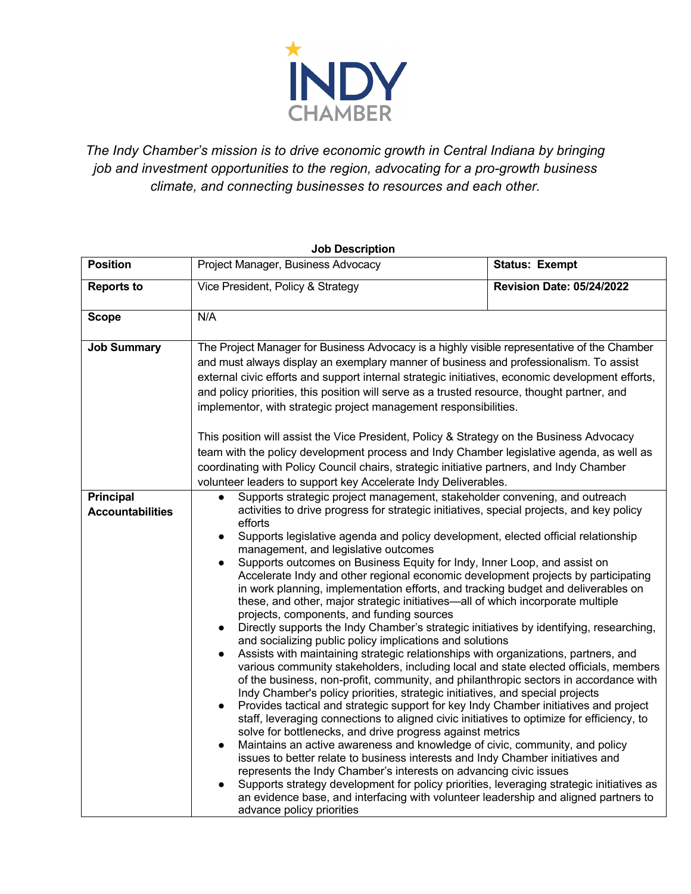INDY CHAMBER

*The Indy Chamber's mission is to drive economic growth in Central Indiana by bringing job and investment opportunities to the region, advocating for a pro-growth business climate, and connecting businesses to resources and each other.*

**Job Description**

| **Position** | Project Manager, Business Advocacy | **Status: Exempt** |
|---|---|---|
| **Reports to** | Vice President, Policy & Strategy | **Revision Date: 05/24/2022** |
| **Scope** | N/A | |
| **Job Summary** | The Project Manager for Business Advocacy is a highly visible representative of the Chamber and must always display an exemplary manner of business and professionalism. To assist external civic efforts and support internal strategic initiatives, economic development efforts, and policy priorities, this position will serve as a trusted resource, thought partner, and implementor, with strategic project management responsibilities.<br><br>This position will assist the Vice President, Policy & Strategy on the Business Advocacy team with the policy development process and Indy Chamber legislative agenda, as well as coordinating with Policy Council chairs, strategic initiative partners, and Indy Chamber volunteer leaders to support key Accelerate Indy Deliverables. | |
| **Principal Accountabilities** | ● Supports strategic project management, stakeholder convening, and outreach activities to drive progress for strategic initiatives, special projects, and key policy efforts<br>● Supports legislative agenda and policy development, elected official relationship management, and legislative outcomes<br>● Supports outcomes on Business Equity for Indy, Inner Loop, and assist on Accelerate Indy and other regional economic development projects by participating in work planning, implementation efforts, and tracking budget and deliverables on these, and other, major strategic initiatives—all of which incorporate multiple projects, components, and funding sources<br>● Directly supports the Indy Chamber's strategic initiatives by identifying, researching, and socializing public policy implications and solutions<br>● Assists with maintaining strategic relationships with organizations, partners, and various community stakeholders, including local and state elected officials, members of the business, non-profit, community, and philanthropic sectors in accordance with Indy Chamber's policy priorities, strategic initiatives, and special projects<br>● Provides tactical and strategic support for key Indy Chamber initiatives and project staff, leveraging connections to aligned civic initiatives to optimize for efficiency, to solve for bottlenecks, and drive progress against metrics<br>● Maintains an active awareness and knowledge of civic, community, and policy issues to better relate to business interests and Indy Chamber initiatives and represents the Indy Chamber's interests on advancing civic issues<br>● Supports strategy development for policy priorities, leveraging strategic initiatives as an evidence base, and interfacing with volunteer leadership and aligned partners to advance policy priorities | |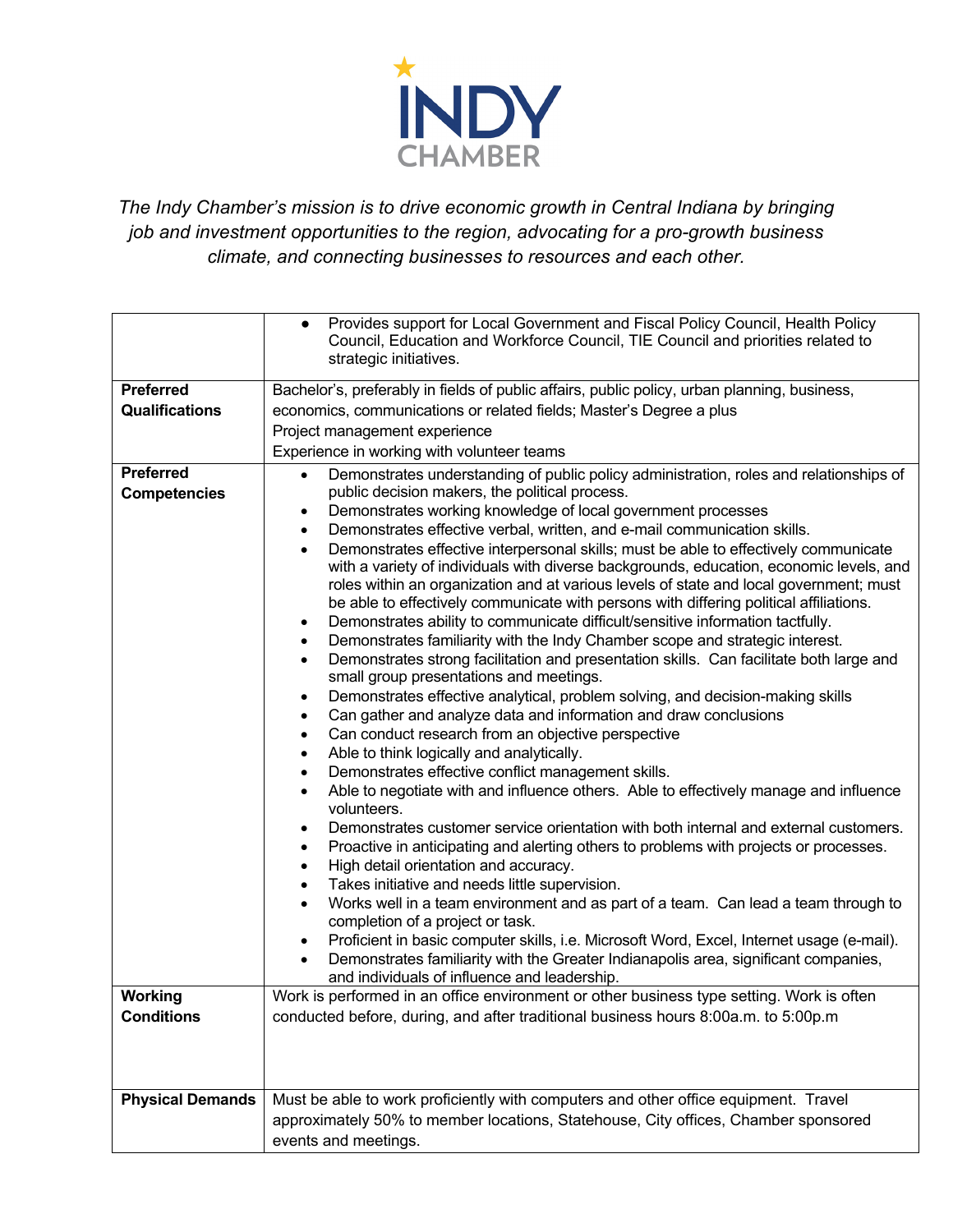*The Indy Chamber's mission is to drive economic growth in Central Indiana by bringing job and investment opportunities to the region, advocating for a pro-growth business climate, and connecting businesses to resources and each other.*

| | |
|---|---|
| | • Provides support for Local Government and Fiscal Policy Council, Health Policy Council, Education and Workforce Council, TIE Council and priorities related to strategic initiatives. |
| **Preferred Qualifications** | Bachelor's, preferably in fields of public affairs, public policy, urban planning, business, economics, communications or related fields; Master's Degree a plus<br>Project management experience<br>Experience in working with volunteer teams |
| **Preferred Competencies** | • Demonstrates understanding of public policy administration, roles and relationships of public decision makers, the political process.<br>• Demonstrates working knowledge of local government processes<br>• Demonstrates effective verbal, written, and e-mail communication skills.<br>• Demonstrates effective interpersonal skills; must be able to effectively communicate with a variety of individuals with diverse backgrounds, education, economic levels, and roles within an organization and at various levels of state and local government; must be able to effectively communicate with persons with differing political affiliations.<br>• Demonstrates ability to communicate difficult/sensitive information tactfully.<br>• Demonstrates familiarity with the Indy Chamber scope and strategic interest.<br>• Demonstrates strong facilitation and presentation skills. Can facilitate both large and small group presentations and meetings.<br>• Demonstrates effective analytical, problem solving, and decision-making skills<br>• Can gather and analyze data and information and draw conclusions<br>• Can conduct research from an objective perspective<br>• Able to think logically and analytically.<br>• Demonstrates effective conflict management skills.<br>• Able to negotiate with and influence others. Able to effectively manage and influence volunteers.<br>• Demonstrates customer service orientation with both internal and external customers.<br>• Proactive in anticipating and alerting others to problems with projects or processes.<br>• High detail orientation and accuracy.<br>• Takes initiative and needs little supervision.<br>• Works well in a team environment and as part of a team. Can lead a team through to completion of a project or task.<br>• Proficient in basic computer skills, i.e. Microsoft Word, Excel, Internet usage (e-mail).<br>• Demonstrates familiarity with the Greater Indianapolis area, significant companies, and individuals of influence and leadership. |
| **Working Conditions** | Work is performed in an office environment or other business type setting. Work is often conducted before, during, and after traditional business hours 8:00a.m. to 5:00p.m |
| **Physical Demands** | Must be able to work proficiently with computers and other office equipment. Travel approximately 50% to member locations, Statehouse, City offices, Chamber sponsored events and meetings. |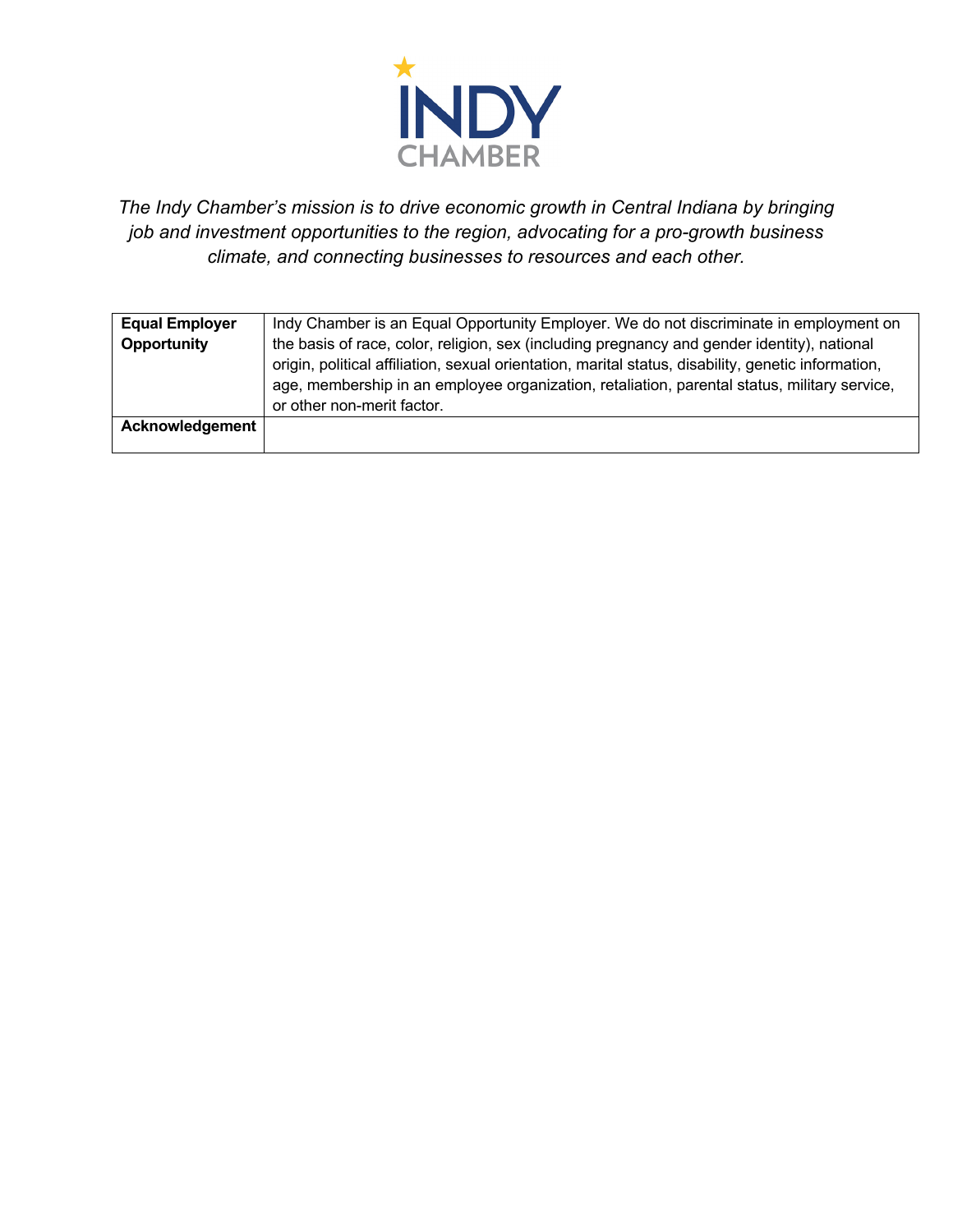INDY CHAMBER

*The Indy Chamber's mission is to drive economic growth in Central Indiana by bringing job and investment opportunities to the region, advocating for a pro-growth business climate, and connecting businesses to resources and each other.*

| | |
|---|---|
| **Equal Employer Opportunity** | Indy Chamber is an Equal Opportunity Employer. We do not discriminate in employment on the basis of race, color, religion, sex (including pregnancy and gender identity), national origin, political affiliation, sexual orientation, marital status, disability, genetic information, age, membership in an employee organization, retaliation, parental status, military service, or other non-merit factor. |
| **Acknowledgement** | |